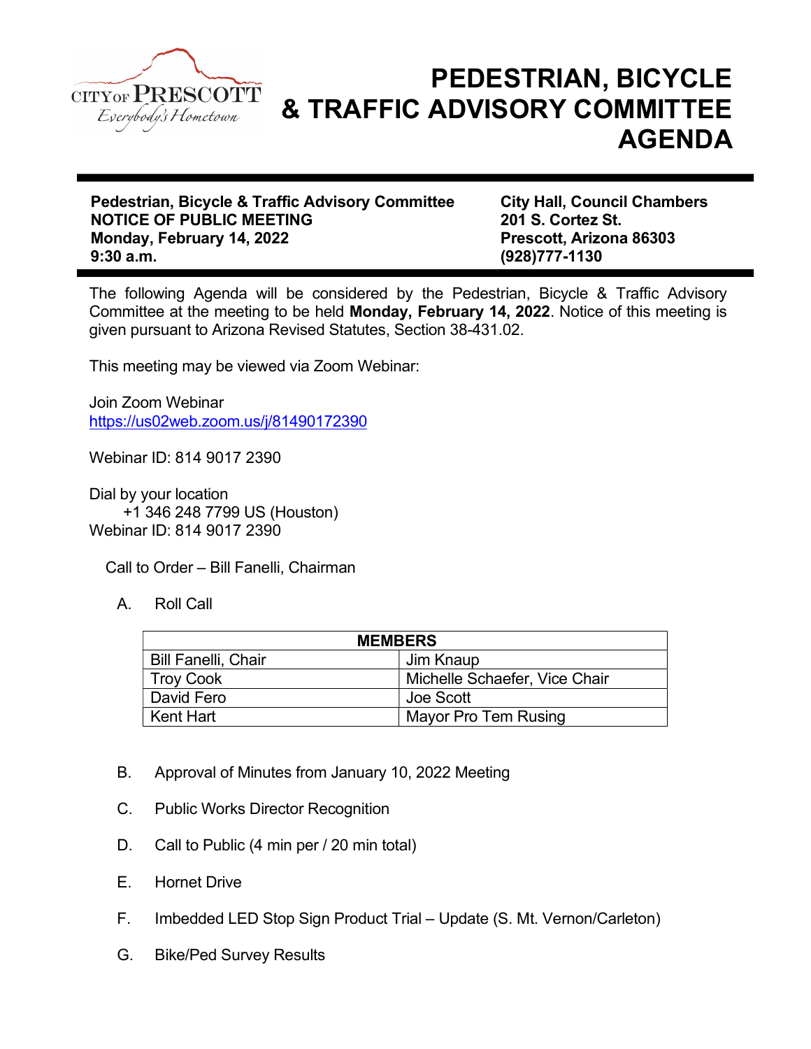CITY OF PRESCOTT
*Everybody's Hometown*

# PEDESTRIAN, BICYCLE & TRAFFIC ADVISORY COMMITTEE AGENDA

**Pedestrian, Bicycle & Traffic Advisory Committee**
**NOTICE OF PUBLIC MEETING**
**Monday, February 14, 2022**
**9:30 a.m.**

**City Hall, Council Chambers**
**201 S. Cortez St.**
**Prescott, Arizona 86303**
**(928)777-1130**

The following Agenda will be considered by the Pedestrian, Bicycle & Traffic Advisory Committee at the meeting to be held **Monday, February 14, 2022**. Notice of this meeting is given pursuant to Arizona Revised Statutes, Section 38-431.02.

This meeting may be viewed via Zoom Webinar:

Join Zoom Webinar
https://us02web.zoom.us/j/81490172390

Webinar ID: 814 9017 2390

Dial by your location
+1 346 248 7799 US (Houston)
Webinar ID: 814 9017 2390

Call to Order – Bill Fanelli, Chairman

A. Roll Call

| MEMBERS | |
|---|---|
| Bill Fanelli, Chair | Jim Knaup |
| Troy Cook | Michelle Schaefer, Vice Chair |
| David Fero | Joe Scott |
| Kent Hart | Mayor Pro Tem Rusing |

B. Approval of Minutes from January 10, 2022 Meeting

C. Public Works Director Recognition

D. Call to Public (4 min per / 20 min total)

E. Hornet Drive

F. Imbedded LED Stop Sign Product Trial – Update (S. Mt. Vernon/Carleton)

G. Bike/Ped Survey Results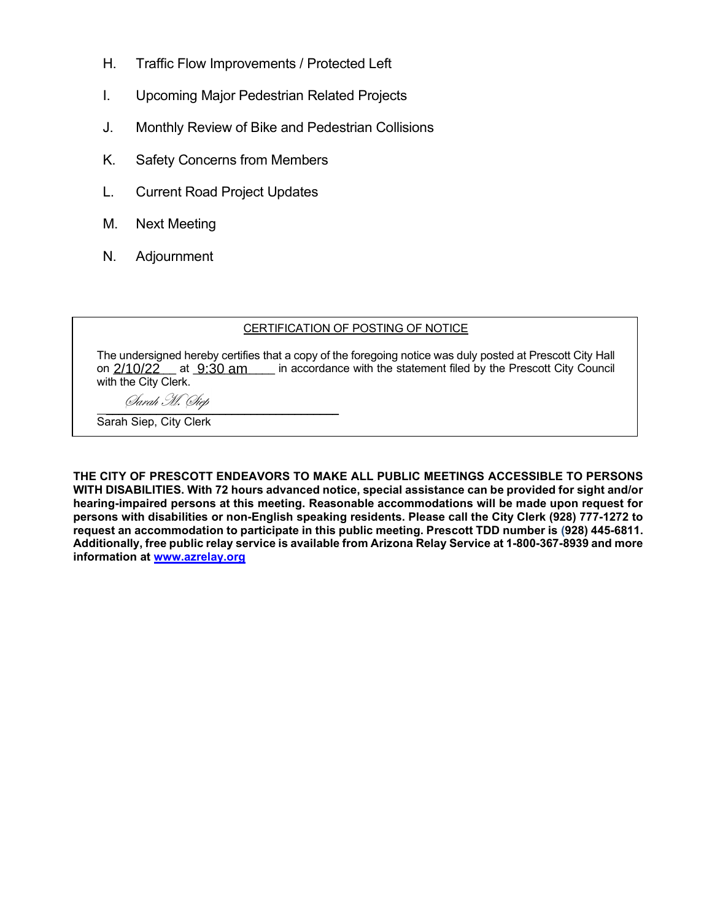H. Traffic Flow Improvements / Protected Left

I. Upcoming Major Pedestrian Related Projects

J. Monthly Review of Bike and Pedestrian Collisions

K. Safety Concerns from Members

L. Current Road Project Updates

M. Next Meeting

N. Adjournment

CERTIFICATION OF POSTING OF NOTICE

The undersigned hereby certifies that a copy of the foregoing notice was duly posted at Prescott City Hall on 2/10/22 at 9:30 am in accordance with the statement filed by the Prescott City Council with the City Clerk.

*Sarah M. Siep*

Sarah Siep, City Clerk

**THE CITY OF PRESCOTT ENDEAVORS TO MAKE ALL PUBLIC MEETINGS ACCESSIBLE TO PERSONS WITH DISABILITIES. With 72 hours advanced notice, special assistance can be provided for sight and/or hearing-impaired persons at this meeting. Reasonable accommodations will be made upon request for persons with disabilities or non-English speaking residents. Please call the City Clerk (928) 777-1272 to request an accommodation to participate in this public meeting. Prescott TDD number is (928) 445-6811. Additionally, free public relay service is available from Arizona Relay Service at 1-800-367-8939 and more information at [www.azrelay.org](http://www.azrelay.org)**